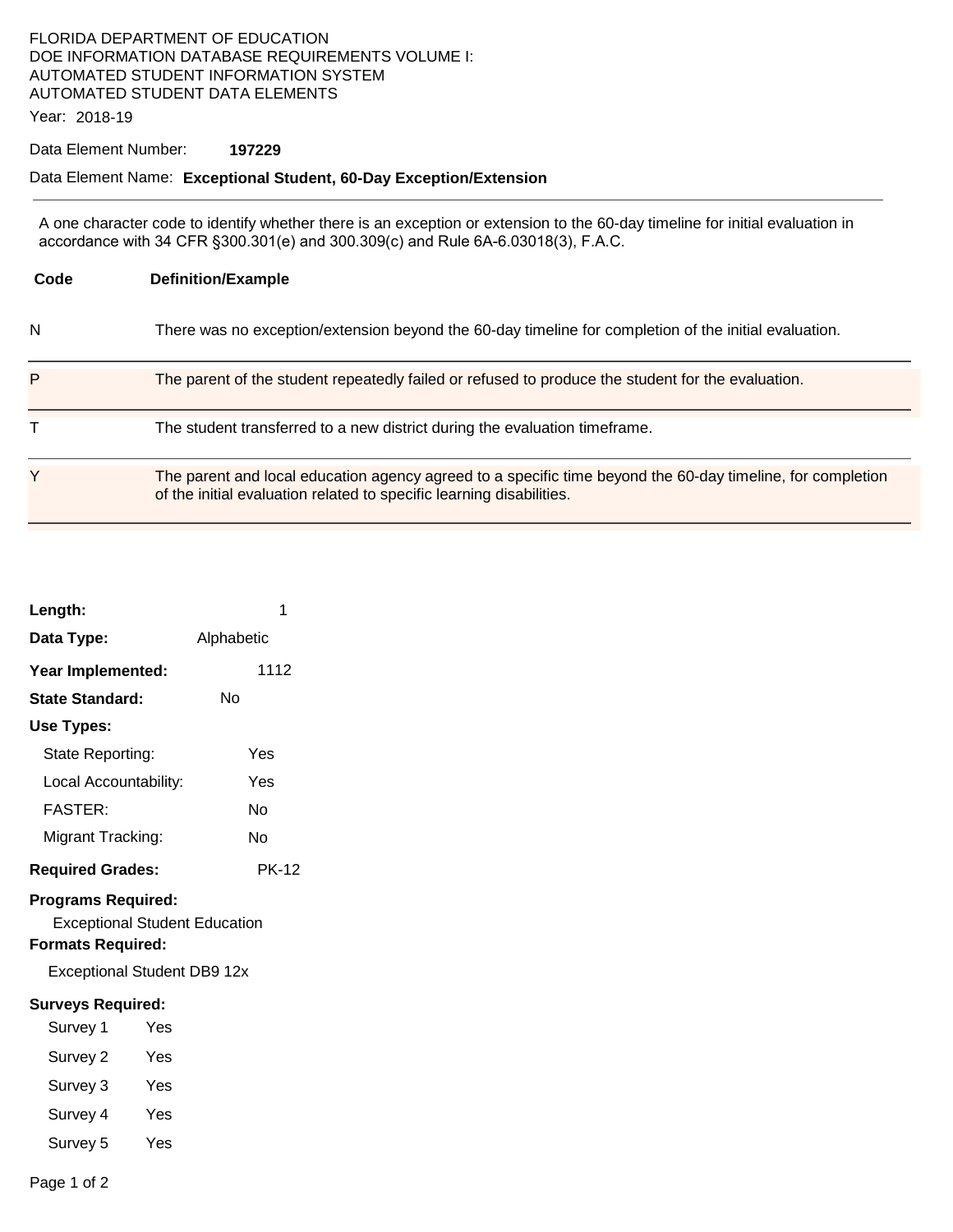FLORIDA DEPARTMENT OF EDUCATION
DOE INFORMATION DATABASE REQUIREMENTS VOLUME I:
AUTOMATED STUDENT INFORMATION SYSTEM
AUTOMATED STUDENT DATA ELEMENTS

Year: 2018-19

Data Element Number: **197229**

Data Element Name: **Exceptional Student, 60-Day Exception/Extension**

---

A one character code to identify whether there is an exception or extension to the 60-day timeline for initial evaluation in accordance with 34 CFR §300.301(e) and 300.309(c) and Rule 6A-6.03018(3), F.A.C.

| Code | Definition/Example |
|---|---|
| N | There was no exception/extension beyond the 60-day timeline for completion of the initial evaluation. |
| P | The parent of the student repeatedly failed or refused to produce the student for the evaluation. |
| T | The student transferred to a new district during the evaluation timeframe. |
| Y | The parent and local education agency agreed to a specific time beyond the 60-day timeline, for completion of the initial evaluation related to specific learning disabilities. |

**Length:** 1

**Data Type:** Alphabetic

**Year Implemented:** 1112

**State Standard:** No

**Use Types:**

- State Reporting: Yes
- Local Accountability: Yes
- FASTER: No
- Migrant Tracking: No

**Required Grades:** PK-12

**Programs Required:**

Exceptional Student Education

**Formats Required:**

Exceptional Student DB9 12x

**Surveys Required:**

- Survey 1 Yes
- Survey 2 Yes
- Survey 3 Yes
- Survey 4 Yes
- Survey 5 Yes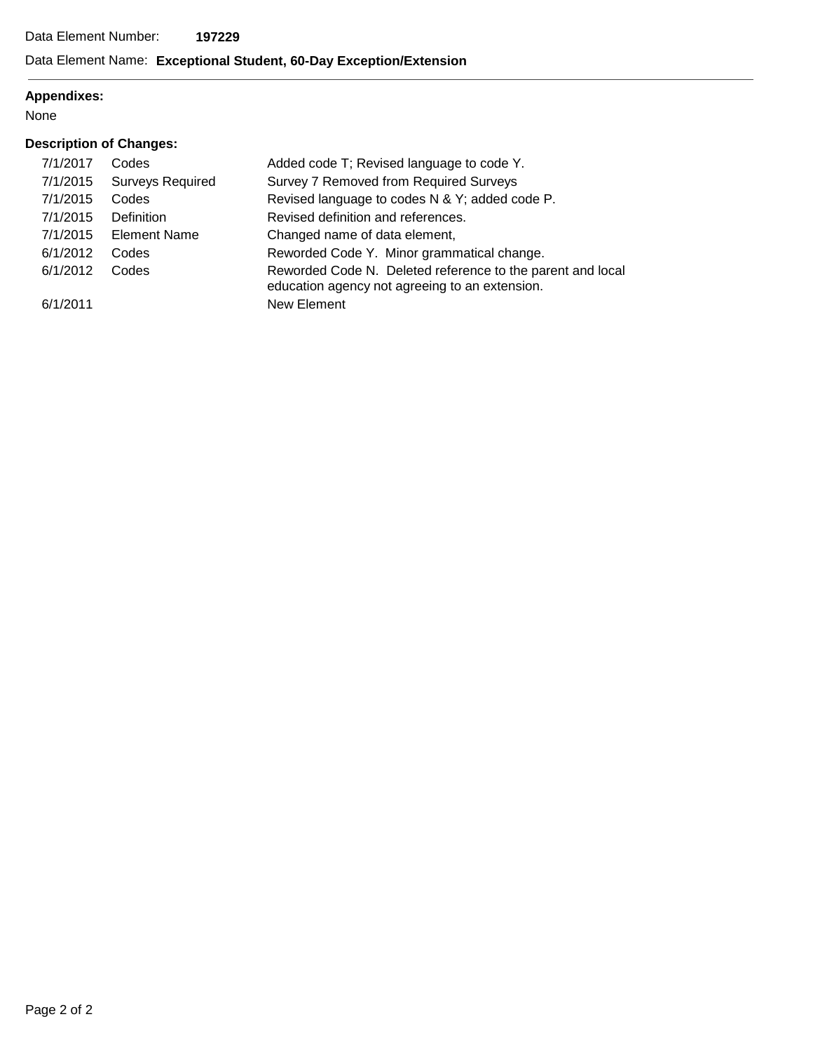Data Element Number: **197229**

Data Element Name: **Exceptional Student, 60-Day Exception/Extension**

---

**Appendixes:**

None

**Description of Changes:**

| | | |
|---|---|---|
| 7/1/2017 | Codes | Added code T; Revised language to code Y. |
| 7/1/2015 | Surveys Required | Survey 7 Removed from Required Surveys |
| 7/1/2015 | Codes | Revised language to codes N & Y; added code P. |
| 7/1/2015 | Definition | Revised definition and references. |
| 7/1/2015 | Element Name | Changed name of data element, |
| 6/1/2012 | Codes | Reworded Code Y. Minor grammatical change. |
| 6/1/2012 | Codes | Reworded Code N. Deleted reference to the parent and local education agency not agreeing to an extension. |
| 6/1/2011 | | New Element |